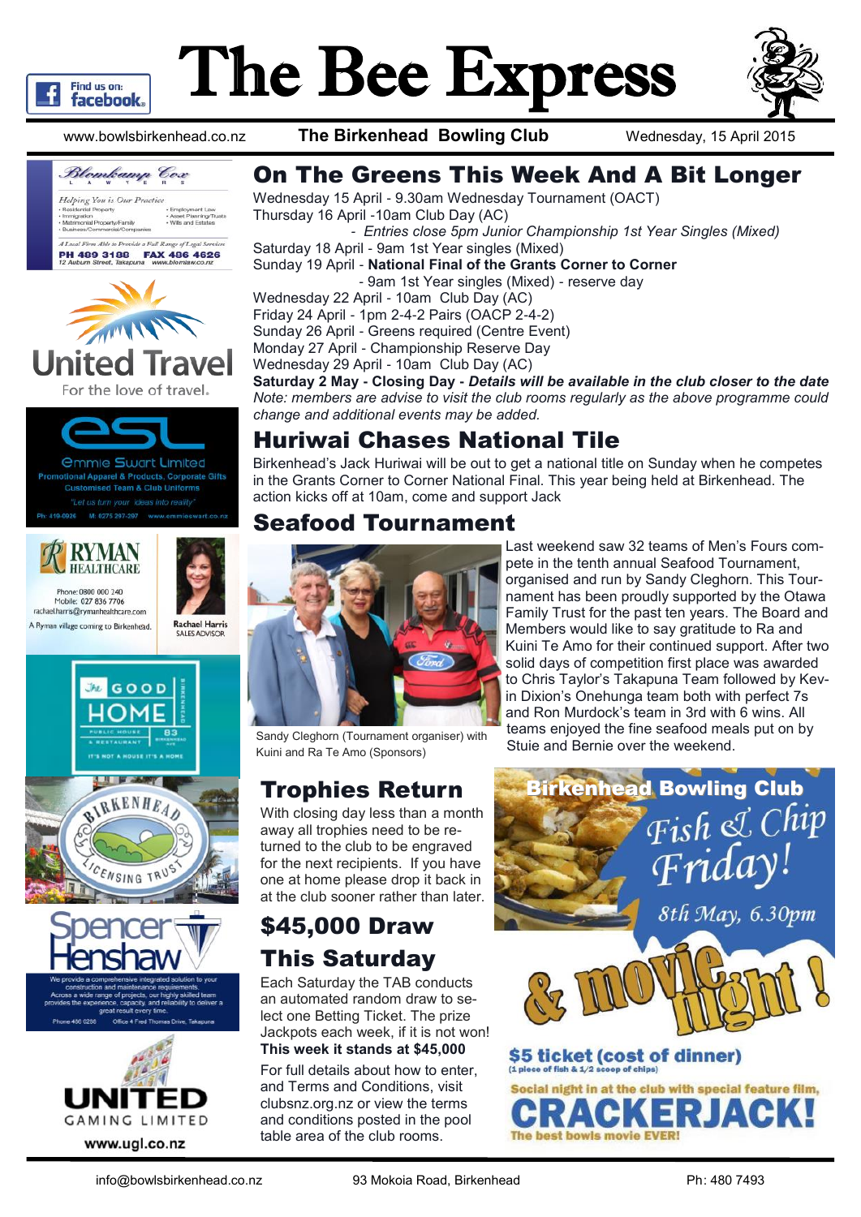# The Bee Express

www.bowlsbirkenhead.co.nz **The Birkenhead Bowling Club** Wednesday, 15 April 2015

## On The Greens This Week And A Bit Longer

Wednesday 15 April - 9.30am Wednesday Tournament (OACT)
Thursday 16 April -10am Club Day (AC)
- *Entries close 5pm Junior Championship 1st Year Singles (Mixed)*

Saturday 18 April - 9am 1st Year singles (Mixed)
Sunday 19 April - **National Final of the Grants Corner to Corner**
- 9am 1st Year singles (Mixed) - reserve day

Wednesday 22 April - 10am Club Day (AC)
Friday 24 April - 1pm 2-4-2 Pairs (OACP 2-4-2)
Sunday 26 April - Greens required (Centre Event)
Monday 27 April - Championship Reserve Day
Wednesday 29 April - 10am Club Day (AC)
**Saturday 2 May - Closing Day -** ***Details will be available in the club closer to the date***
*Note: members are advise to visit the club rooms regularly as the above programme could change and additional events may be added.*

## Huriwai Chases National Tile

Birkenhead's Jack Huriwai will be out to get a national title on Sunday when he competes in the Grants Corner to Corner National Final. This year being held at Birkenhead. The action kicks off at 10am, come and support Jack

## Seafood Tournament

Sandy Cleghorn (Tournament organiser) with Kuini and Ra Te Amo (Sponsors)

Last weekend saw 32 teams of Men's Fours compete in the tenth annual Seafood Tournament, organised and run by Sandy Cleghorn. This Tournament has been proudly supported by the Otawa Family Trust for the past ten years. The Board and Members would like to say gratitude to Ra and Kuini Te Amo for their continued support. After two solid days of competition first place was awarded to Chris Taylor's Takapuna Team followed by Kevin Dixion's Onehunga team both with perfect 7s and Ron Murdock's team in 3rd with 6 wins. All teams enjoyed the fine seafood meals put on by Stuie and Bernie over the weekend.

## Trophies Return

With closing day less than a month away all trophies need to be returned to the club to be engraved for the next recipients. If you have one at home please drop it back in at the club sooner rather than later.

## $45,000 Draw This Saturday

Each Saturday the TAB conducts an automated random draw to select one Betting Ticket. The prize Jackpots each week, if it is not won!
**This week it stands at $45,000**

For full details about how to enter, and Terms and Conditions, visit clubsnz.org.nz or view the terms and conditions posted in the pool table area of the club rooms.

**Birkenhead Bowling Club**
*Fish & Chip Friday!*
*8th May, 6.30pm*
**& movie night!**
**$5 ticket (cost of dinner)**
(1 piece of fish & 1/2 scoop of chips)
Social night in at the club with special feature film,
**CRACKERJACK!**
The best bowls movie EVER!

---

Blomkamp Cox Lawyers
Helping You is Our Practice
- Residential Property
- Immigration
- Matrimonial Property/Family
- Business/Commercial/Companies
- Employment Law
- Asset Planning/Trusts
- Wills and Estates

A Local Firm Able to Provide a Full Range of Legal Services
PH 489 3188 FAX 486 4626
12 Auburn Street, Takapuna www.blomlaw.co.nz

United Travel
For the love of travel.

esl
Emmie Swart Limited
Promotional Apparel & Products, Corporate Gifts
Customised Team & Club Uniforms
"Let us turn your ideas into reality"
Ph: 419-0926 M: 0275 297-297 www.emmieswart.co.nz

RYMAN HEALTHCARE
Phone: 0800 000 240
Mobile: 027 836 7706
rachael.harris@rymanhealthcare.com
A Ryman village coming to Birkenhead.
Rachael Harris
SALES ADVISOR

The GOOD HOME
PUBLIC HOUSE & RESTAURANT
83 BIRKENHEAD AVE
IT'S NOT A HOUSE IT'S A HOME

BIRKENHEAD LICENSING TRUST

Spencer Henshaw
We provide a comprehensive integrated solution to your construction and maintenance requirements.
Across a wide range of projects, our highly skilled team provides the experience, capacity, and reliability to deliver a great result every time.
Phone 486 0298 Office 4 Fred Thomas Drive, Takapuna

UNITED GAMING LIMITED
www.ugl.co.nz

---

info@bowlsbirkenhead.co.nz 93 Mokoia Road, Birkenhead Ph: 480 7493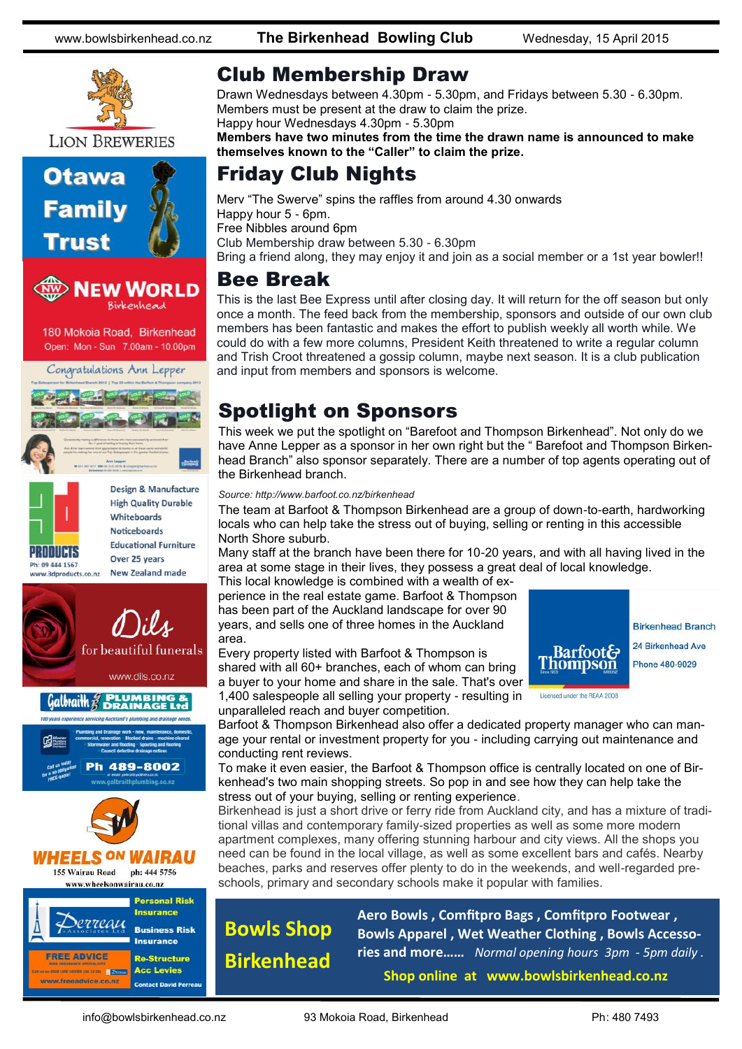# Club Membership Draw

Drawn Wednesdays between 4.30pm - 5.30pm, and Fridays between 5.30 - 6.30pm.
Members must be present at the draw to claim the prize.
Happy hour Wednesdays 4.30pm - 5.30pm
**Members have two minutes from the time the drawn name is announced to make themselves known to the "Caller" to claim the prize.**

# Friday Club Nights

Merv "The Swerve" spins the raffles from around 4.30 onwards
Happy hour 5 - 6pm.
Free Nibbles around 6pm
Club Membership draw between 5.30 - 6.30pm
Bring a friend along, they may enjoy it and join as a social member or a 1st year bowler!!

# Bee Break

This is the last Bee Express until after closing day. It will return for the off season but only once a month. The feed back from the membership, sponsors and outside of our own club members has been fantastic and makes the effort to publish weekly all worth while. We could do with a few more columns, President Keith threatened to write a regular column and Trish Croot threatened a gossip column, maybe next season. It is a club publication and input from members and sponsors is welcome.

# Spotlight on Sponsors

This week we put the spotlight on "Barefoot and Thompson Birkenhead". Not only do we have Anne Lepper as a sponsor in her own right but the " Barefoot and Thompson Birkenhead Branch" also sponsor separately. There are a number of top agents operating out of the Birkenhead branch.

*Source: http://www.barfoot.co.nz/birkenhead*

The team at Barfoot & Thompson Birkenhead are a group of down-to-earth, hardworking locals who can help take the stress out of buying, selling or renting in this accessible North Shore suburb.

Many staff at the branch have been there for 10-20 years, and with all having lived in the area at some stage in their lives, they possess a great deal of local knowledge.

This local knowledge is combined with a wealth of experience in the real estate game. Barfoot & Thompson has been part of the Auckland landscape for over 90 years, and sells one of three homes in the Auckland area.

Every property listed with Barfoot & Thompson is shared with all 60+ branches, each of whom can bring a buyer to your home and share in the sale. That's over 1,400 salespeople all selling your property - resulting in unparalleled reach and buyer competition.

Barfoot & Thompson
Birkenhead Branch
24 Birkenhead Ave
Phone 480-9029
Licensed under the REAA 2008

Barfoot & Thompson Birkenhead also offer a dedicated property manager who can manage your rental or investment property for you - including carrying out maintenance and conducting rent reviews.

To make it even easier, the Barfoot & Thompson office is centrally located on one of Birkenhead's two main shopping streets. So pop in and see how they can help take the stress out of your buying, selling or renting experience.

Birkenhead is just a short drive or ferry ride from Auckland city, and has a mixture of traditional villas and contemporary family-sized properties as well as some more modern apartment complexes, many offering stunning harbour and city views. All the shops you need can be found in the local village, as well as some excellent bars and cafés. Nearby beaches, parks and reserves offer plenty to do in the weekends, and well-regarded pre-schools, primary and secondary schools make it popular with families.

**Bowls Shop Birkenhead**

**Aero Bowls , Comfitpro Bags , Comfitpro Footwear , Bowls Apparel , Wet Weather Clothing , Bowls Accessories and more……** *Normal opening hours 3pm - 5pm daily .*

**Shop online at www.bowlsbirkenhead.co.nz**

LION BREWERIES

Otawa Family Trust

NEW WORLD Birkenhead
180 Mokoia Road, Birkenhead
Open: Mon - Sun 7.00am - 10.00pm

Congratulations Ann Lepper

3D PRODUCTS
Ph: 09 444 1567
www.3dproducts.co.nz
Design & Manufacture
High Quality Durable
Whiteboards
Noticeboards
Educational Furniture
Over 25 years
New Zealand made

Dils for beautiful funerals
www.dils.co.nz

Galbraith PLUMBING & DRAINAGE Ltd
Ph 489-8002
www.galbraithplumbing.co.nz

WHEELS ON WAIRAU
155 Wairau Road ph: 444 5756
www.wheelsonwairau.co.nz

Ferreau Associates Ltd
Personal Risk Insurance
Business Risk Insurance
Re-Structure Acc Levies
FREE ADVICE
www.freeadvice.co.nz
Contact David Ferreau